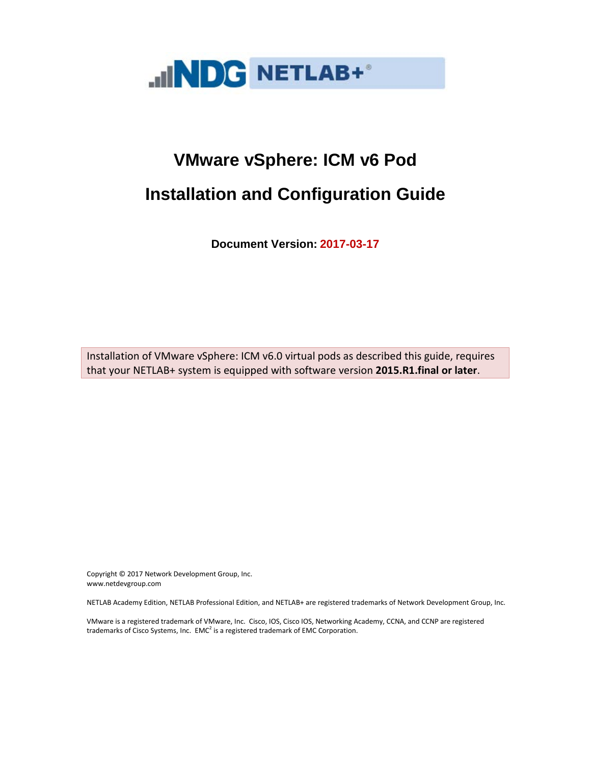# VMware vSphere: ICM v6 Pod

# Installation and Configuration Guide

**Document Version: 2017-03-17**

Installation of VMware vSphere: ICM v6.0 virtual pods as described this guide, requires that your NETLAB+ system is equipped with software version **2015.R1.final or later**.

Copyright © 2017 Network Development Group, Inc.
www.netdevgroup.com

NETLAB Academy Edition, NETLAB Professional Edition, and NETLAB+ are registered trademarks of Network Development Group, Inc.

VMware is a registered trademark of VMware, Inc. Cisco, IOS, Cisco IOS, Networking Academy, CCNA, and CCNP are registered trademarks of Cisco Systems, Inc. EMC[2] is a registered trademark of EMC Corporation.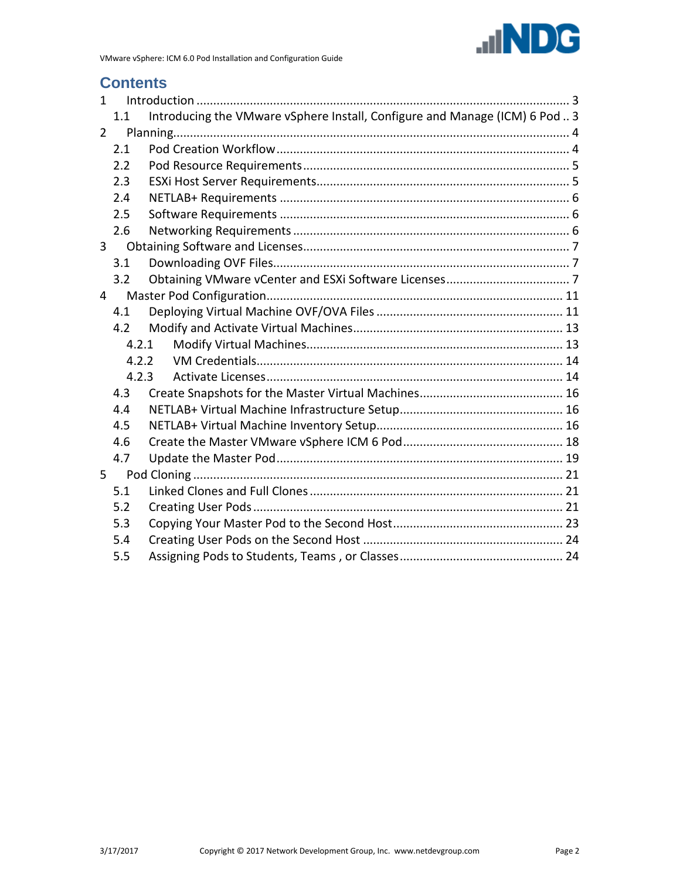## Contents

1 Introduction ... 3
- 1.1 Introducing the VMware vSphere Install, Configure and Manage (ICM) 6 Pod .. 3

2 Planning ... 4
- 2.1 Pod Creation Workflow ... 4
- 2.2 Pod Resource Requirements ... 5
- 2.3 ESXi Host Server Requirements ... 5
- 2.4 NETLAB+ Requirements ... 6
- 2.5 Software Requirements ... 6
- 2.6 Networking Requirements ... 6

3 Obtaining Software and Licenses ... 7
- 3.1 Downloading OVF Files ... 7
- 3.2 Obtaining VMware vCenter and ESXi Software Licenses ... 7

4 Master Pod Configuration ... 11
- 4.1 Deploying Virtual Machine OVF/OVA Files ... 11
- 4.2 Modify and Activate Virtual Machines ... 13
  - 4.2.1 Modify Virtual Machines ... 13
  - 4.2.2 VM Credentials ... 14
  - 4.2.3 Activate Licenses ... 14
- 4.3 Create Snapshots for the Master Virtual Machines ... 16
- 4.4 NETLAB+ Virtual Machine Infrastructure Setup ... 16
- 4.5 NETLAB+ Virtual Machine Inventory Setup ... 16
- 4.6 Create the Master VMware vSphere ICM 6 Pod ... 18
- 4.7 Update the Master Pod ... 19

5 Pod Cloning ... 21
- 5.1 Linked Clones and Full Clones ... 21
- 5.2 Creating User Pods ... 21
- 5.3 Copying Your Master Pod to the Second Host ... 23
- 5.4 Creating User Pods on the Second Host ... 24
- 5.5 Assigning Pods to Students, Teams , or Classes ... 24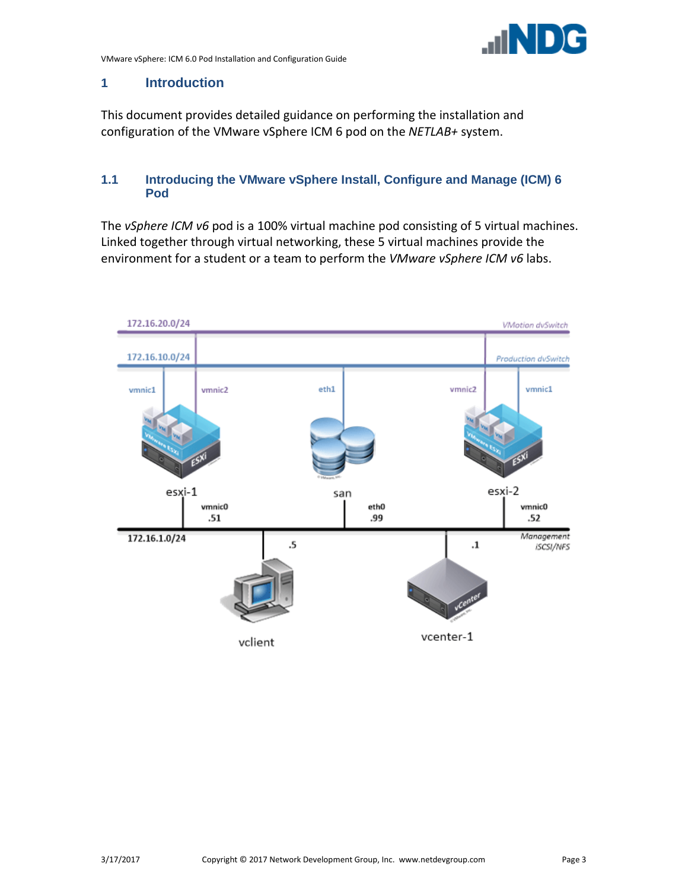# 1 Introduction

This document provides detailed guidance on performing the installation and configuration of the VMware vSphere ICM 6 pod on the *NETLAB+* system.

## 1.1 Introducing the VMware vSphere Install, Configure and Manage (ICM) 6 Pod

The *vSphere ICM v6* pod is a 100% virtual machine pod consisting of 5 virtual machines. Linked together through virtual networking, these 5 virtual machines provide the environment for a student or a team to perform the *VMware vSphere ICM v6* labs.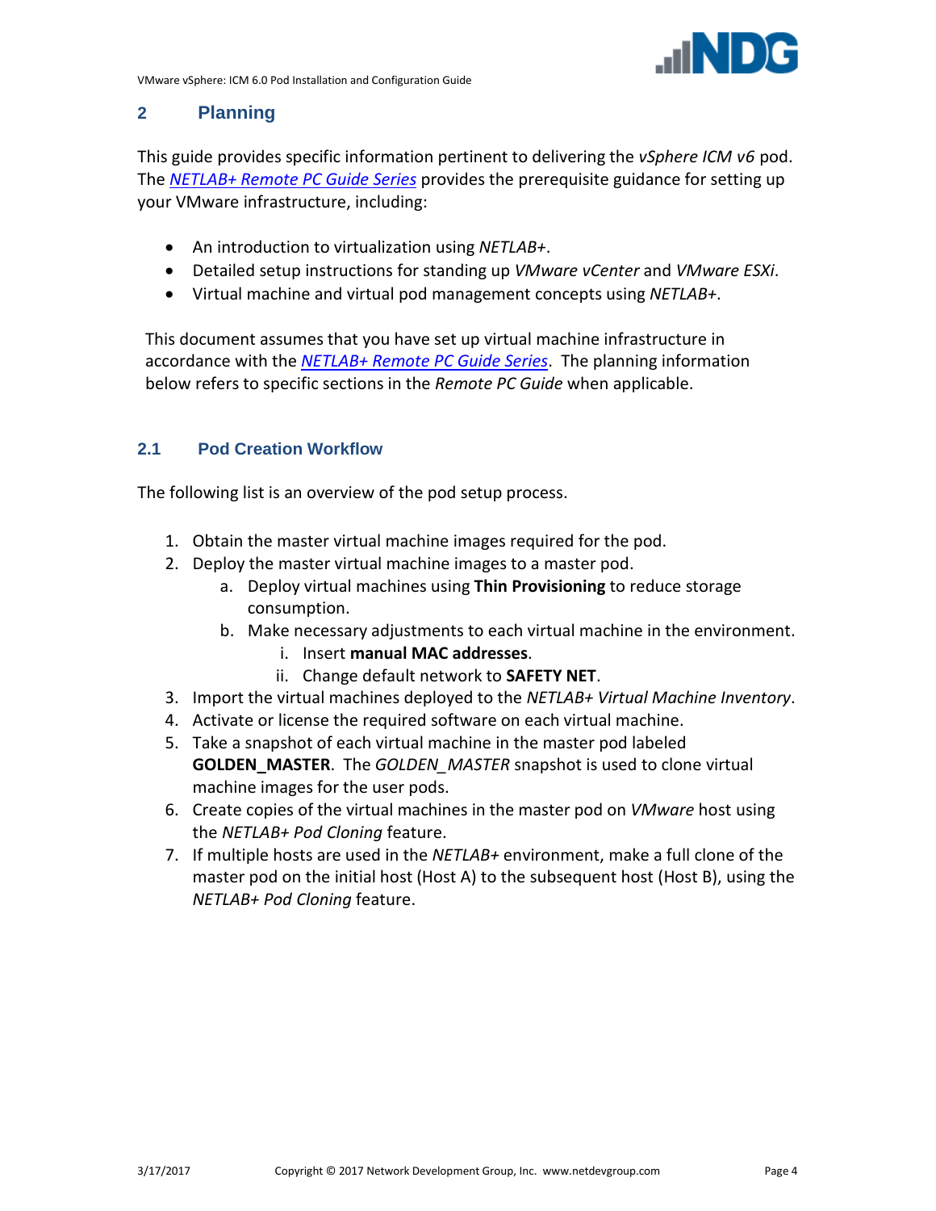## 2 Planning

This guide provides specific information pertinent to delivering the *vSphere ICM v6* pod. The *NETLAB+ Remote PC Guide Series* provides the prerequisite guidance for setting up your VMware infrastructure, including:

- An introduction to virtualization using *NETLAB+*.
- Detailed setup instructions for standing up *VMware vCenter* and *VMware ESXi*.
- Virtual machine and virtual pod management concepts using *NETLAB+*.

This document assumes that you have set up virtual machine infrastructure in accordance with the *NETLAB+ Remote PC Guide Series*. The planning information below refers to specific sections in the *Remote PC Guide* when applicable.

### 2.1 Pod Creation Workflow

The following list is an overview of the pod setup process.

1. Obtain the master virtual machine images required for the pod.
2. Deploy the master virtual machine images to a master pod.
   a. Deploy virtual machines using **Thin Provisioning** to reduce storage consumption.
   b. Make necessary adjustments to each virtual machine in the environment.
      i. Insert **manual MAC addresses**.
      ii. Change default network to **SAFETY NET**.
3. Import the virtual machines deployed to the *NETLAB+ Virtual Machine Inventory*.
4. Activate or license the required software on each virtual machine.
5. Take a snapshot of each virtual machine in the master pod labeled **GOLDEN_MASTER**. The *GOLDEN_MASTER* snapshot is used to clone virtual machine images for the user pods.
6. Create copies of the virtual machines in the master pod on *VMware* host using the *NETLAB+ Pod Cloning* feature.
7. If multiple hosts are used in the *NETLAB+* environment, make a full clone of the master pod on the initial host (Host A) to the subsequent host (Host B), using the *NETLAB+ Pod Cloning* feature.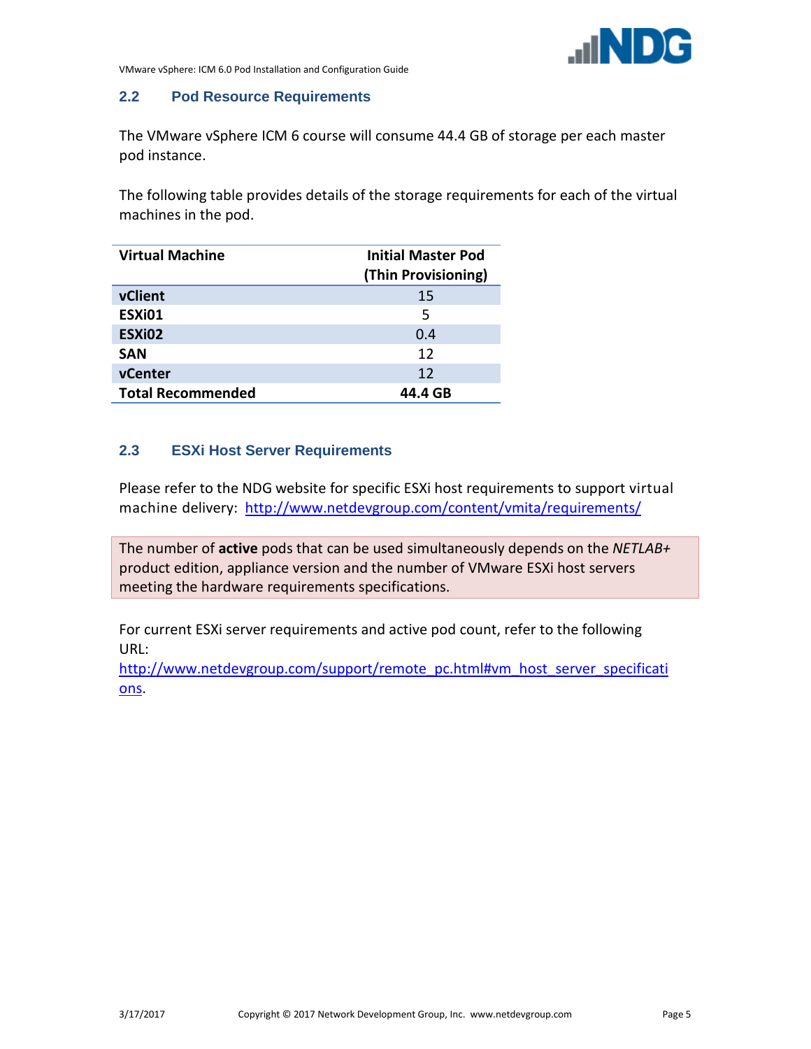## 2.2 Pod Resource Requirements

The VMware vSphere ICM 6 course will consume 44.4 GB of storage per each master pod instance.

The following table provides details of the storage requirements for each of the virtual machines in the pod.

| Virtual Machine | Initial Master Pod (Thin Provisioning) |
|---|---|
| **vClient** | 15 |
| **ESXi01** | 5 |
| **ESXi02** | 0.4 |
| **SAN** | 12 |
| **vCenter** | 12 |
| **Total Recommended** | **44.4 GB** |

## 2.3 ESXi Host Server Requirements

Please refer to the NDG website for specific ESXi host requirements to support virtual machine delivery: http://www.netdevgroup.com/content/vmita/requirements/

The number of **active** pods that can be used simultaneously depends on the *NETLAB+* product edition, appliance version and the number of VMware ESXi host servers meeting the hardware requirements specifications.

For current ESXi server requirements and active pod count, refer to the following URL:
http://www.netdevgroup.com/support/remote_pc.html#vm_host_server_specifications.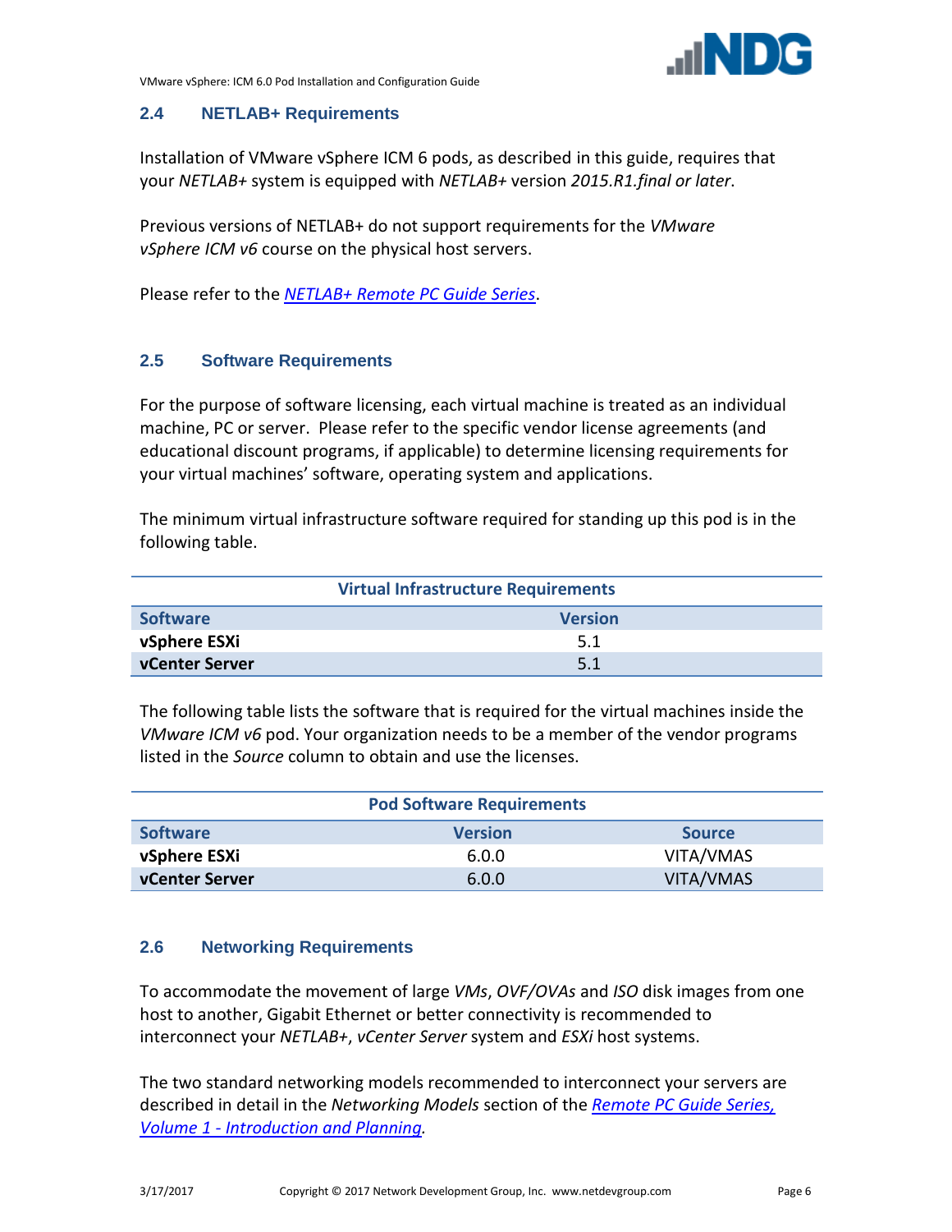### 2.4 NETLAB+ Requirements

Installation of VMware vSphere ICM 6 pods, as described in this guide, requires that your *NETLAB+* system is equipped with *NETLAB+* version *2015.R1.final or later*.

Previous versions of NETLAB+ do not support requirements for the *VMware vSphere ICM v6* course on the physical host servers.

Please refer to the *[NETLAB+ Remote PC Guide Series](NETLAB+ Remote PC Guide Series)*.

### 2.5 Software Requirements

For the purpose of software licensing, each virtual machine is treated as an individual machine, PC or server. Please refer to the specific vendor license agreements (and educational discount programs, if applicable) to determine licensing requirements for your virtual machines' software, operating system and applications.

The minimum virtual infrastructure software required for standing up this pod is in the following table.

| Virtual Infrastructure Requirements | |
|---|---|
| **Software** | **Version** |
| **vSphere ESXi** | 5.1 |
| **vCenter Server** | 5.1 |

The following table lists the software that is required for the virtual machines inside the *VMware ICM v6* pod. Your organization needs to be a member of the vendor programs listed in the *Source* column to obtain and use the licenses.

| Pod Software Requirements | | |
|---|---|---|
| **Software** | **Version** | **Source** |
| **vSphere ESXi** | 6.0.0 | VITA/VMAS |
| **vCenter Server** | 6.0.0 | VITA/VMAS |

### 2.6 Networking Requirements

To accommodate the movement of large *VMs*, *OVF/OVAs* and *ISO* disk images from one host to another, Gigabit Ethernet or better connectivity is recommended to interconnect your *NETLAB+*, *vCenter Server* system and *ESXi* host systems.

The two standard networking models recommended to interconnect your servers are described in detail in the *Networking Models* section of the *Remote PC Guide Series, Volume 1 - Introduction and Planning*.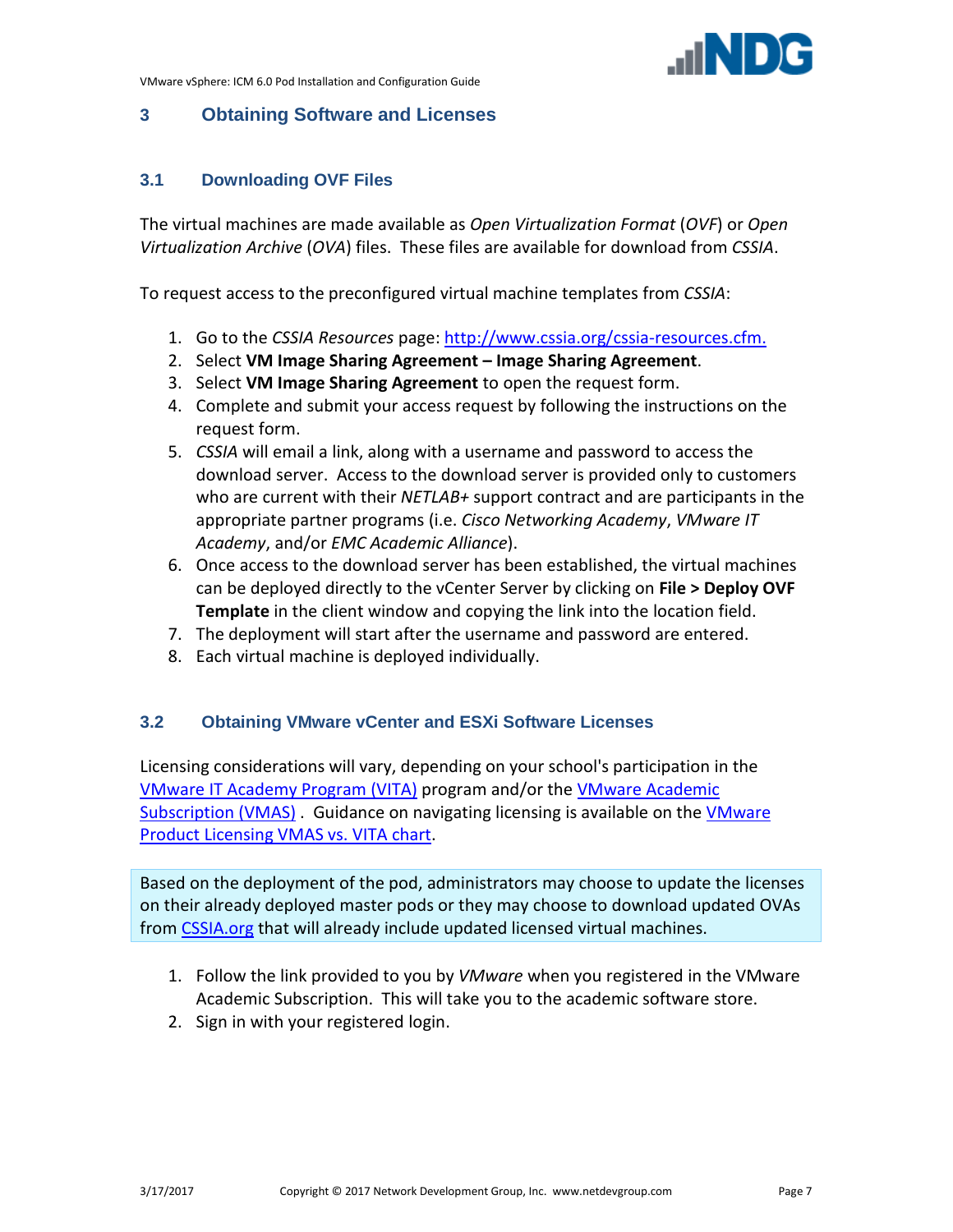## 3 Obtaining Software and Licenses

### 3.1 Downloading OVF Files

The virtual machines are made available as *Open Virtualization Format* (*OVF*) or *Open Virtualization Archive* (*OVA*) files. These files are available for download from *CSSIA*.

To request access to the preconfigured virtual machine templates from *CSSIA*:

1. Go to the *CSSIA Resources* page: [http://www.cssia.org/cssia-resources.cfm.](http://www.cssia.org/cssia-resources.cfm)
2. Select **VM Image Sharing Agreement – Image Sharing Agreement**.
3. Select **VM Image Sharing Agreement** to open the request form.
4. Complete and submit your access request by following the instructions on the request form.
5. *CSSIA* will email a link, along with a username and password to access the download server. Access to the download server is provided only to customers who are current with their *NETLAB+* support contract and are participants in the appropriate partner programs (i.e. *Cisco Networking Academy*, *VMware IT Academy*, and/or *EMC Academic Alliance*).
6. Once access to the download server has been established, the virtual machines can be deployed directly to the vCenter Server by clicking on **File > Deploy OVF Template** in the client window and copying the link into the location field.
7. The deployment will start after the username and password are entered.
8. Each virtual machine is deployed individually.

### 3.2 Obtaining VMware vCenter and ESXi Software Licenses

Licensing considerations will vary, depending on your school's participation in the VMware IT Academy Program (VITA) program and/or the VMware Academic Subscription (VMAS) . Guidance on navigating licensing is available on the VMware Product Licensing VMAS vs. VITA chart.

> Based on the deployment of the pod, administrators may choose to update the licenses on their already deployed master pods or they may choose to download updated OVAs from CSSIA.org that will already include updated licensed virtual machines.

1. Follow the link provided to you by *VMware* when you registered in the VMware Academic Subscription. This will take you to the academic software store.
2. Sign in with your registered login.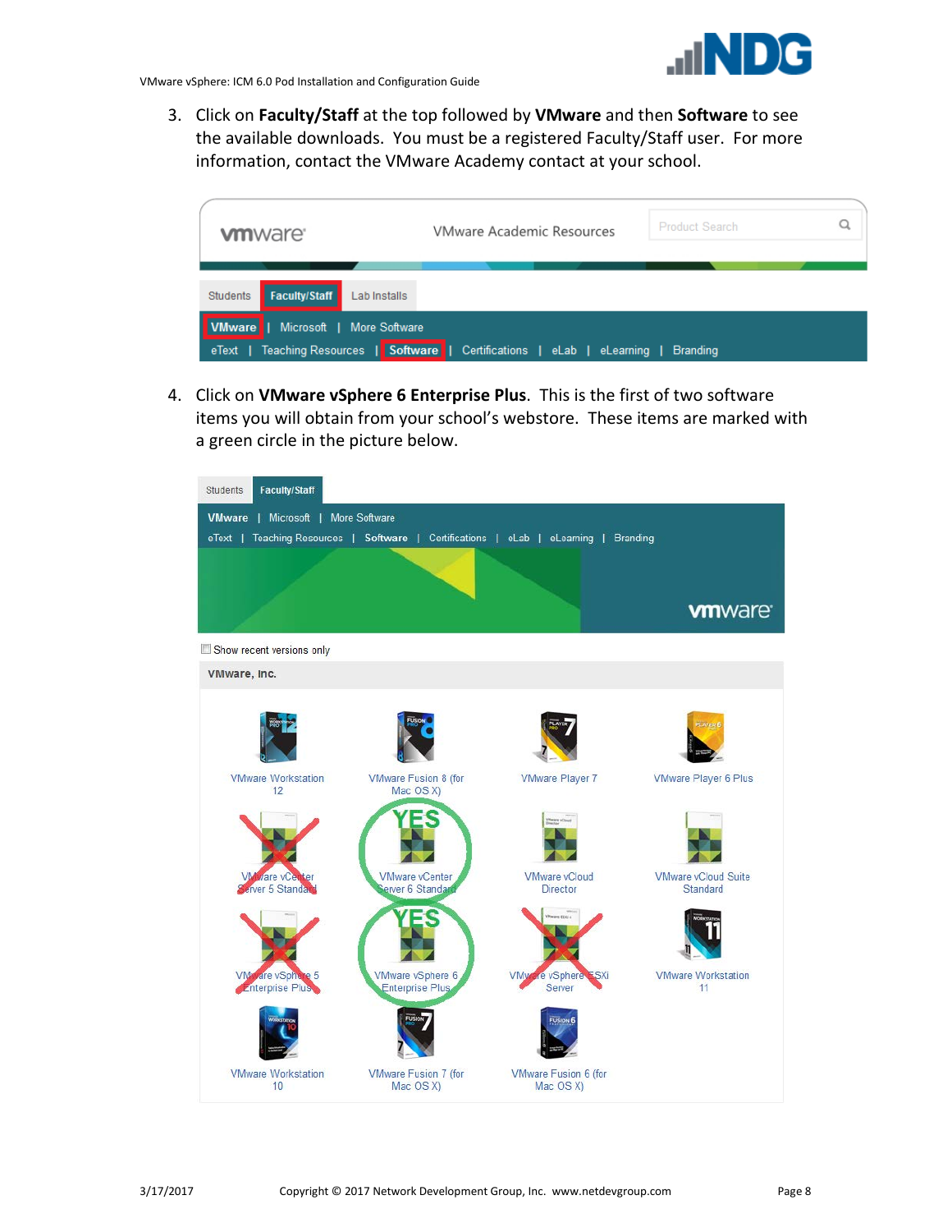3. Click on **Faculty/Staff** at the top followed by **VMware** and then **Software** to see the available downloads. You must be a registered Faculty/Staff user. For more information, contact the VMware Academy contact at your school.

4. Click on **VMware vSphere 6 Enterprise Plus**. This is the first of two software items you will obtain from your school's webstore. These items are marked with a green circle in the picture below.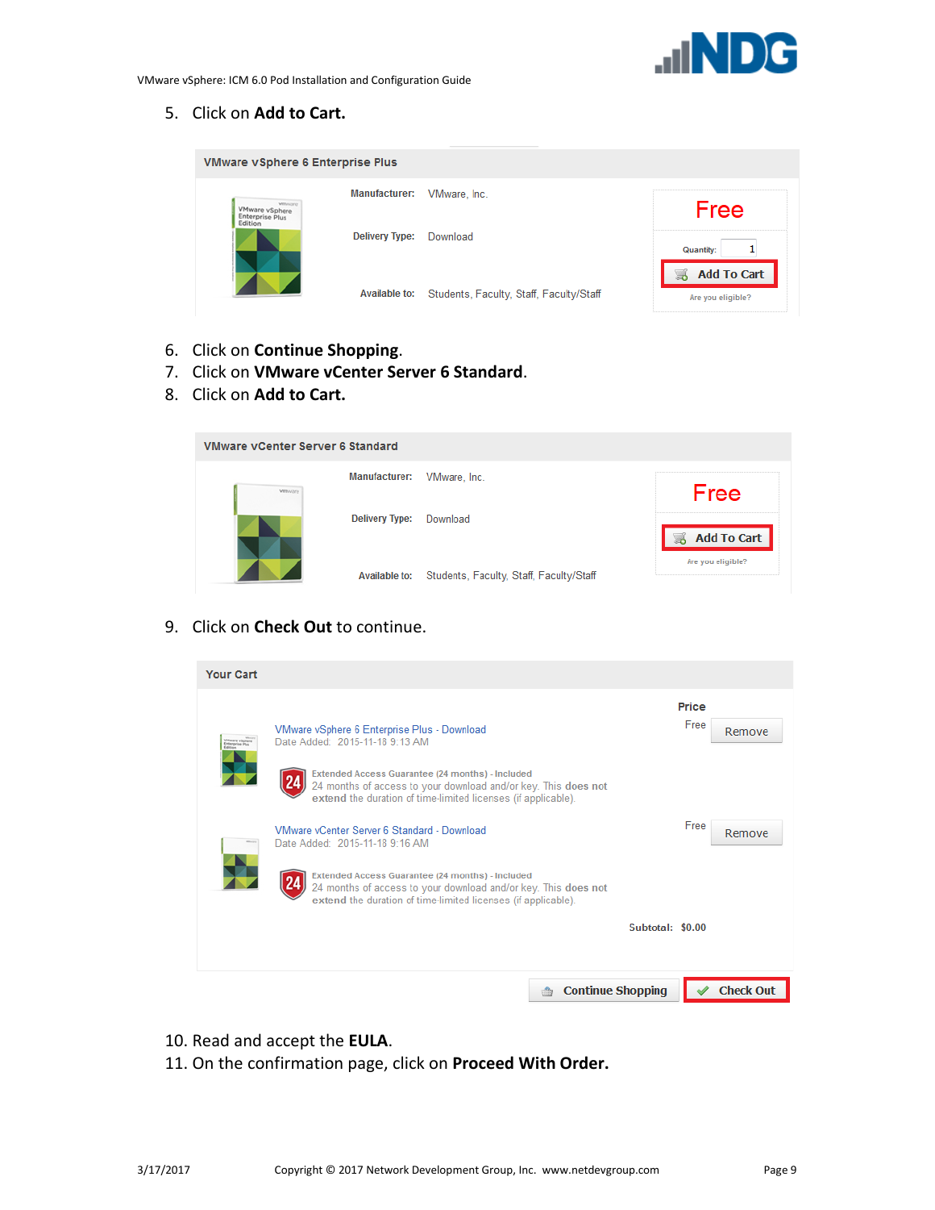5. Click on **Add to Cart.**

VMware vSphere 6 Enterprise Plus

Manufacturer: VMware, Inc.

Delivery Type: Download

Available to: Students, Faculty, Staff, Faculty/Staff

Free

Quantity: 1

Add To Cart

Are you eligible?

6. Click on **Continue Shopping**.
7. Click on **VMware vCenter Server 6 Standard**.
8. Click on **Add to Cart.**

VMware vCenter Server 6 Standard

Manufacturer: VMware, Inc.

Delivery Type: Download

Available to: Students, Faculty, Staff, Faculty/Staff

Free

Add To Cart

Are you eligible?

9. Click on **Check Out** to continue.

Your Cart

| | Price | |
|---|---|---|
| VMware vSphere 6 Enterprise Plus - Download<br>Date Added: 2015-11-18 9:13 AM<br>Extended Access Guarantee (24 months) - Included<br>24 months of access to your download and/or key. This **does not extend** the duration of time-limited licenses (if applicable). | Free | Remove |
| VMware vCenter Server 6 Standard - Download<br>Date Added: 2015-11-18 9:16 AM<br>Extended Access Guarantee (24 months) - Included<br>24 months of access to your download and/or key. This **does not extend** the duration of time-limited licenses (if applicable). | Free | Remove |
| Subtotal: | $0.00 | |

Continue Shopping | Check Out

10. Read and accept the **EULA**.
11. On the confirmation page, click on **Proceed With Order.**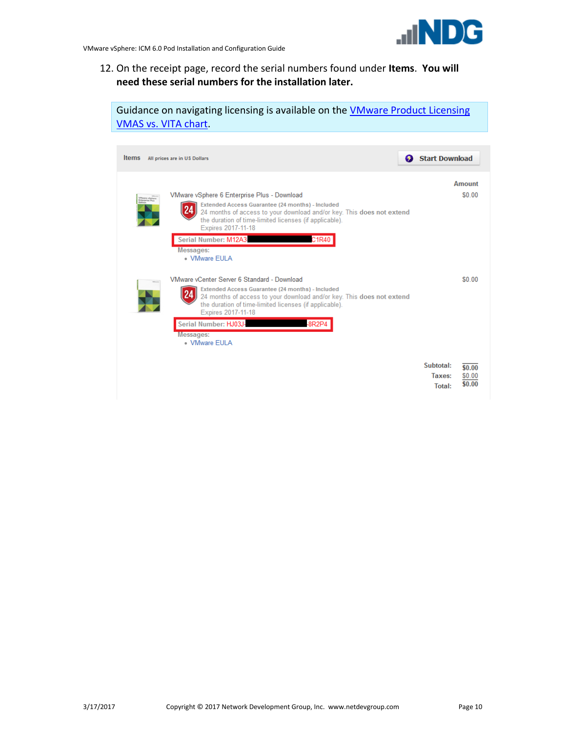12. On the receipt page, record the serial numbers found under **Items**. **You will need these serial numbers for the installation later.**

> Guidance on navigating licensing is available on the VMware Product Licensing VMAS vs. VITA chart.

**Items** All prices are in US Dollars — Start Download

| Item | Amount |
|---|---|
| VMware vSphere 6 Enterprise Plus - Download<br>Extended Access Guarantee (24 months) - Included<br>24 months of access to your download and/or key. This **does not extend** the duration of time-limited licenses (if applicable).<br>Expires 2017-11-18<br>Serial Number: M12A3[redacted]C1R40<br>Messages:<br>• VMware EULA | $0.00 |
| VMware vCenter Server 6 Standard - Download<br>Extended Access Guarantee (24 months) - Included<br>24 months of access to your download and/or key. This **does not extend** the duration of time-limited licenses (if applicable).<br>Expires 2017-11-18<br>Serial Number: HJ03J-[redacted]-8R2P4<br>Messages:<br>• VMware EULA | $0.00 |

| | |
|---|---|
| Subtotal: | $0.00 |
| Taxes: | $0.00 |
| Total: | $0.00 |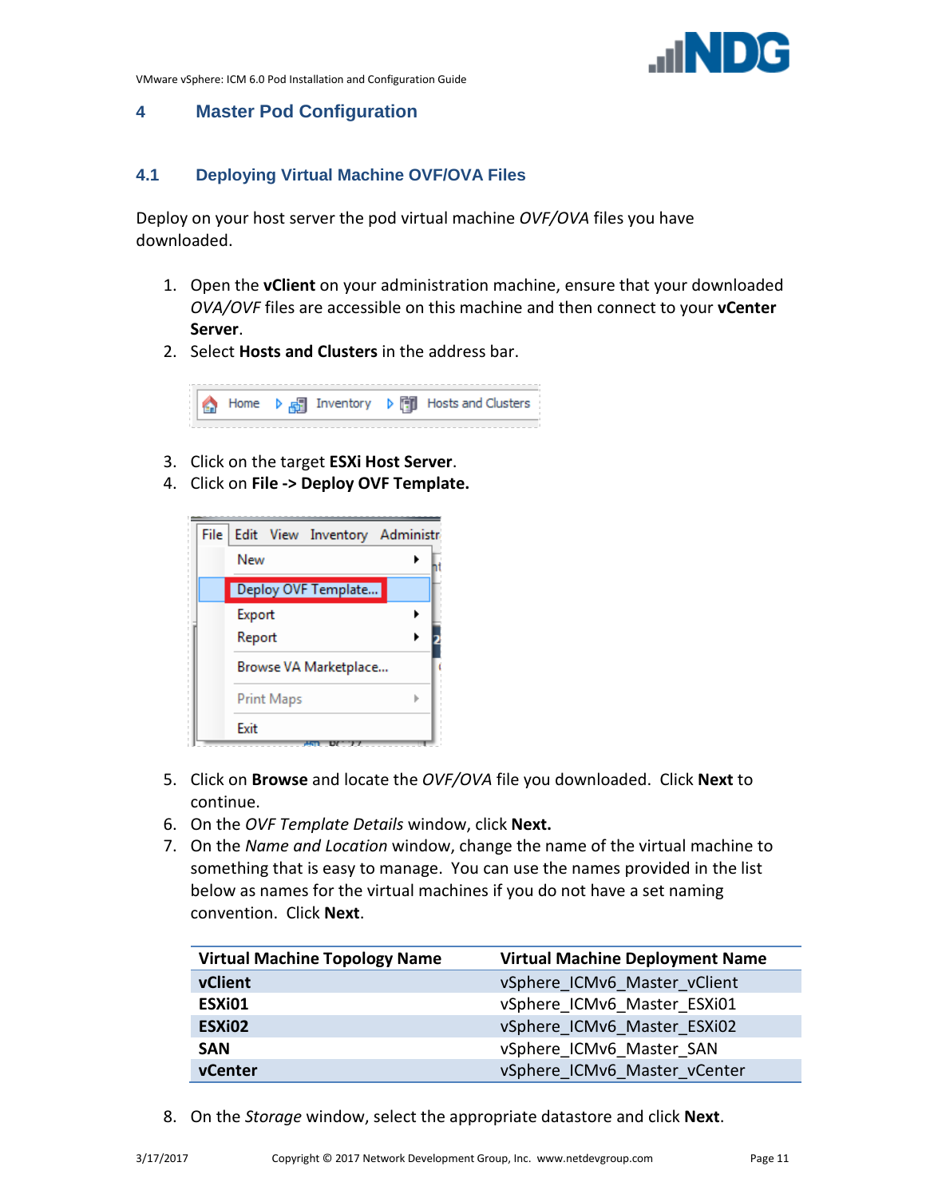# 4 Master Pod Configuration

## 4.1 Deploying Virtual Machine OVF/OVA Files

Deploy on your host server the pod virtual machine *OVF/OVA* files you have downloaded.

1. Open the **vClient** on your administration machine, ensure that your downloaded *OVA/OVF* files are accessible on this machine and then connect to your **vCenter Server**.
2. Select **Hosts and Clusters** in the address bar.
3. Click on the target **ESXi Host Server**.
4. Click on **File -> Deploy OVF Template.**
5. Click on **Browse** and locate the *OVF/OVA* file you downloaded. Click **Next** to continue.
6. On the *OVF Template Details* window, click **Next.**
7. On the *Name and Location* window, change the name of the virtual machine to something that is easy to manage. You can use the names provided in the list below as names for the virtual machines if you do not have a set naming convention. Click **Next**.

| Virtual Machine Topology Name | Virtual Machine Deployment Name |
|---|---|
| **vClient** | vSphere_ICMv6_Master_vClient |
| **ESXi01** | vSphere_ICMv6_Master_ESXi01 |
| **ESXi02** | vSphere_ICMv6_Master_ESXi02 |
| **SAN** | vSphere_ICMv6_Master_SAN |
| **vCenter** | vSphere_ICMv6_Master_vCenter |

8. On the *Storage* window, select the appropriate datastore and click **Next**.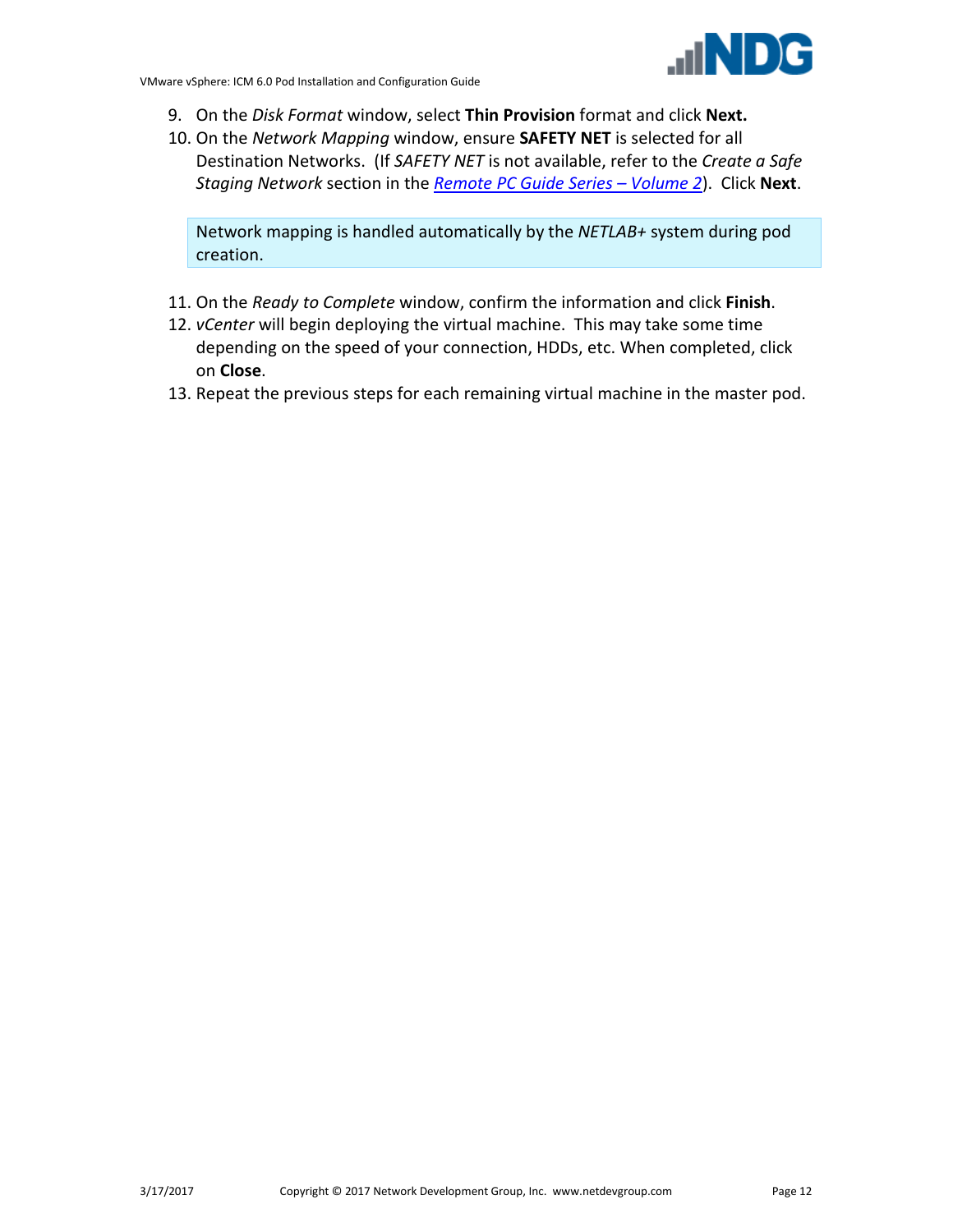9. On the *Disk Format* window, select **Thin Provision** format and click **Next.**
10. On the *Network Mapping* window, ensure **SAFETY NET** is selected for all Destination Networks. (If *SAFETY NET* is not available, refer to the *Create a Safe Staging Network* section in the *[Remote PC Guide Series – Volume 2](#)*). Click **Next**.

> Network mapping is handled automatically by the *NETLAB+* system during pod creation.

11. On the *Ready to Complete* window, confirm the information and click **Finish**.
12. *vCenter* will begin deploying the virtual machine. This may take some time depending on the speed of your connection, HDDs, etc. When completed, click on **Close**.
13. Repeat the previous steps for each remaining virtual machine in the master pod.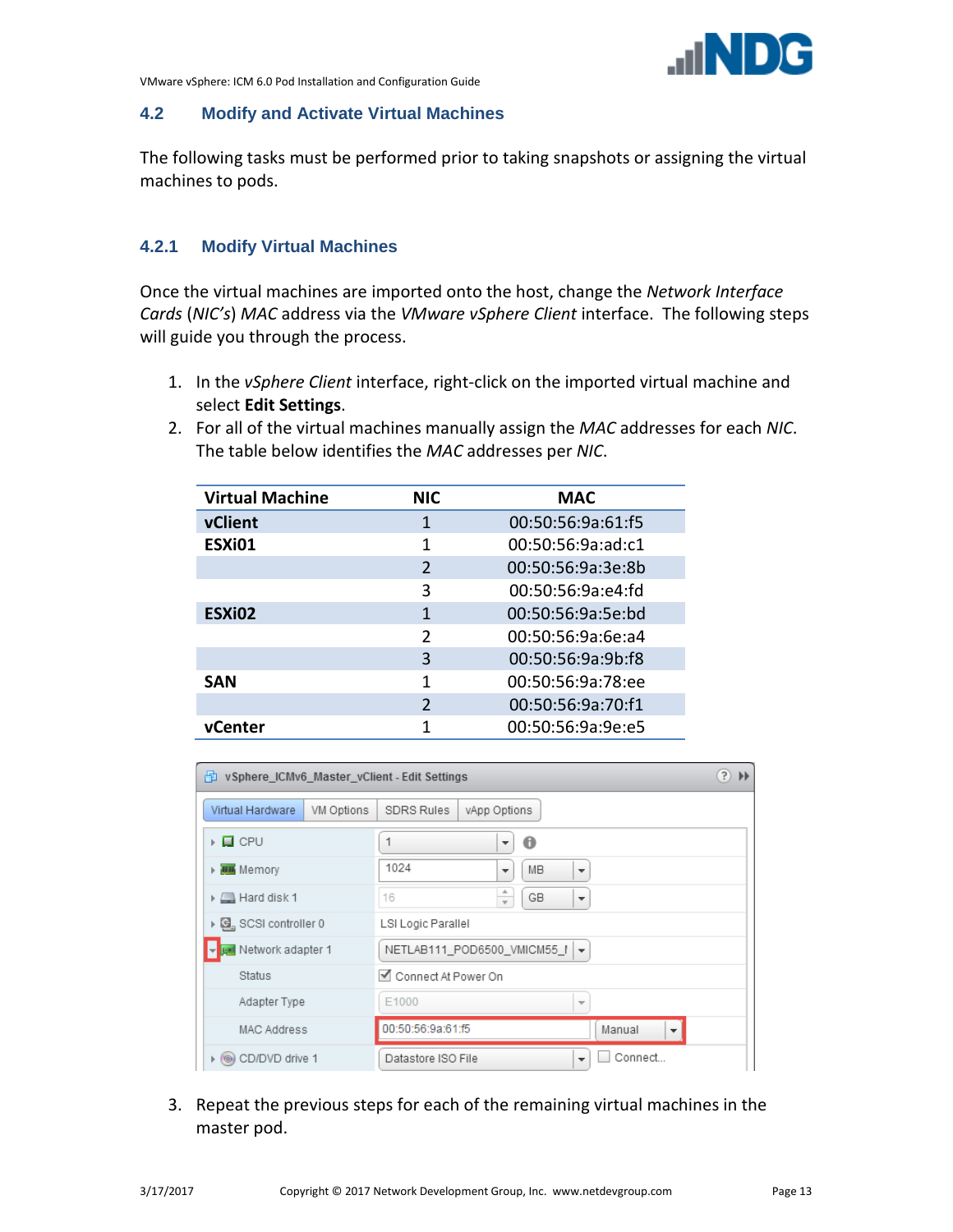## 4.2 Modify and Activate Virtual Machines

The following tasks must be performed prior to taking snapshots or assigning the virtual machines to pods.

### 4.2.1 Modify Virtual Machines

Once the virtual machines are imported onto the host, change the *Network Interface Cards* (*NIC's*) *MAC* address via the *VMware vSphere Client* interface. The following steps will guide you through the process.

1. In the *vSphere Client* interface, right-click on the imported virtual machine and select **Edit Settings**.
2. For all of the virtual machines manually assign the *MAC* addresses for each *NIC*. The table below identifies the *MAC* addresses per *NIC*.

| Virtual Machine | NIC | MAC |
|---|---|---|
| **vClient** | 1 | 00:50:56:9a:61:f5 |
| **ESXi01** | 1 | 00:50:56:9a:ad:c1 |
| | 2 | 00:50:56:9a:3e:8b |
| | 3 | 00:50:56:9a:e4:fd |
| **ESXi02** | 1 | 00:50:56:9a:5e:bd |
| | 2 | 00:50:56:9a:6e:a4 |
| | 3 | 00:50:56:9a:9b:f8 |
| **SAN** | 1 | 00:50:56:9a:78:ee |
| | 2 | 00:50:56:9a:70:f1 |
| **vCenter** | 1 | 00:50:56:9a:9e:e5 |

3. Repeat the previous steps for each of the remaining virtual machines in the master pod.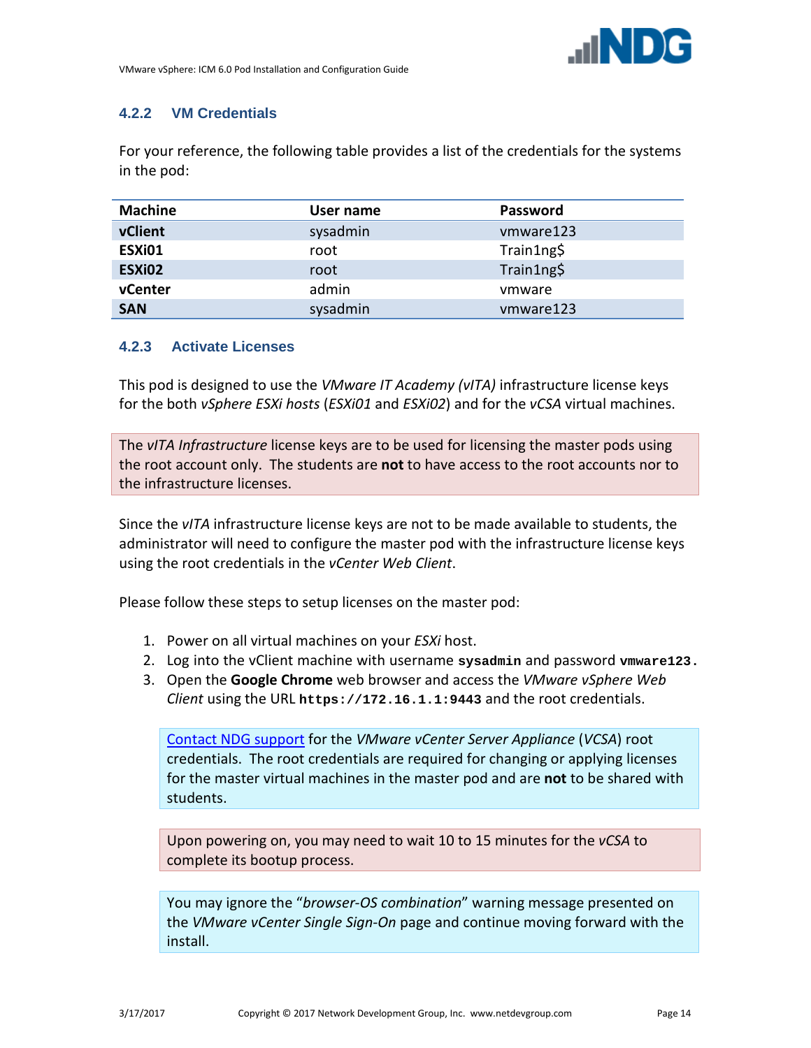### 4.2.2 VM Credentials

For your reference, the following table provides a list of the credentials for the systems in the pod:

| Machine | User name | Password |
| --- | --- | --- |
| **vClient** | sysadmin | vmware123 |
| **ESXi01** | root | Train1ng$ |
| **ESXi02** | root | Train1ng$ |
| **vCenter** | admin | vmware |
| **SAN** | sysadmin | vmware123 |

### 4.2.3 Activate Licenses

This pod is designed to use the *VMware IT Academy (vITA)* infrastructure license keys for the both *vSphere ESXi hosts* (*ESXi01* and *ESXi02*) and for the *vCSA* virtual machines.

The *vITA Infrastructure* license keys are to be used for licensing the master pods using the root account only. The students are **not** to have access to the root accounts nor to the infrastructure licenses.

Since the *vITA* infrastructure license keys are not to be made available to students, the administrator will need to configure the master pod with the infrastructure license keys using the root credentials in the *vCenter Web Client*.

Please follow these steps to setup licenses on the master pod:

1. Power on all virtual machines on your *ESXi* host.
2. Log into the vClient machine with username **`sysadmin`** and password **`vmware123.`**
3. Open the **Google Chrome** web browser and access the *VMware vSphere Web Client* using the URL **`https://172.16.1.1:9443`** and the root credentials.

   Contact NDG support for the *VMware vCenter Server Appliance* (*VCSA*) root credentials. The root credentials are required for changing or applying licenses for the master virtual machines in the master pod and are **not** to be shared with students.

   Upon powering on, you may need to wait 10 to 15 minutes for the *vCSA* to complete its bootup process.

   You may ignore the "*browser-OS combination*" warning message presented on the *VMware vCenter Single Sign-On* page and continue moving forward with the install.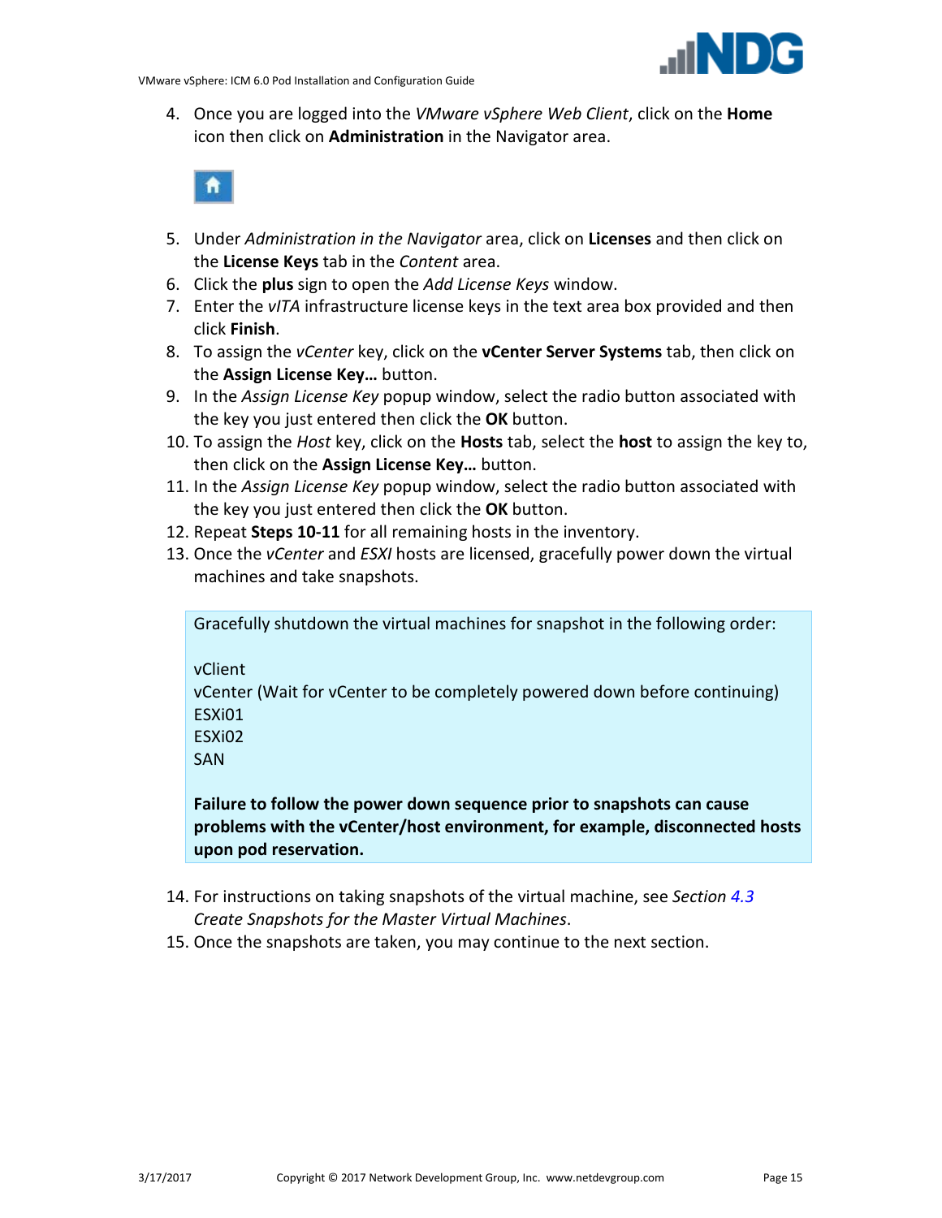4. Once you are logged into the *VMware vSphere Web Client*, click on the **Home** icon then click on **Administration** in the Navigator area.

5. Under *Administration in the Navigator* area, click on **Licenses** and then click on the **License Keys** tab in the *Content* area.
6. Click the **plus** sign to open the *Add License Keys* window.
7. Enter the *vITA* infrastructure license keys in the text area box provided and then click **Finish**.
8. To assign the *vCenter* key, click on the **vCenter Server Systems** tab, then click on the **Assign License Key…** button.
9. In the *Assign License Key* popup window, select the radio button associated with the key you just entered then click the **OK** button.
10. To assign the *Host* key, click on the **Hosts** tab, select the **host** to assign the key to, then click on the **Assign License Key…** button.
11. In the *Assign License Key* popup window, select the radio button associated with the key you just entered then click the **OK** button.
12. Repeat **Steps 10-11** for all remaining hosts in the inventory.
13. Once the *vCenter* and *ESXI* hosts are licensed, gracefully power down the virtual machines and take snapshots.

> Gracefully shutdown the virtual machines for snapshot in the following order:
>
> vClient
> vCenter (Wait for vCenter to be completely powered down before continuing)
> ESXi01
> ESXi02
> SAN
>
> **Failure to follow the power down sequence prior to snapshots can cause problems with the vCenter/host environment, for example, disconnected hosts upon pod reservation.**

14. For instructions on taking snapshots of the virtual machine, see *Section 4.3 Create Snapshots for the Master Virtual Machines*.
15. Once the snapshots are taken, you may continue to the next section.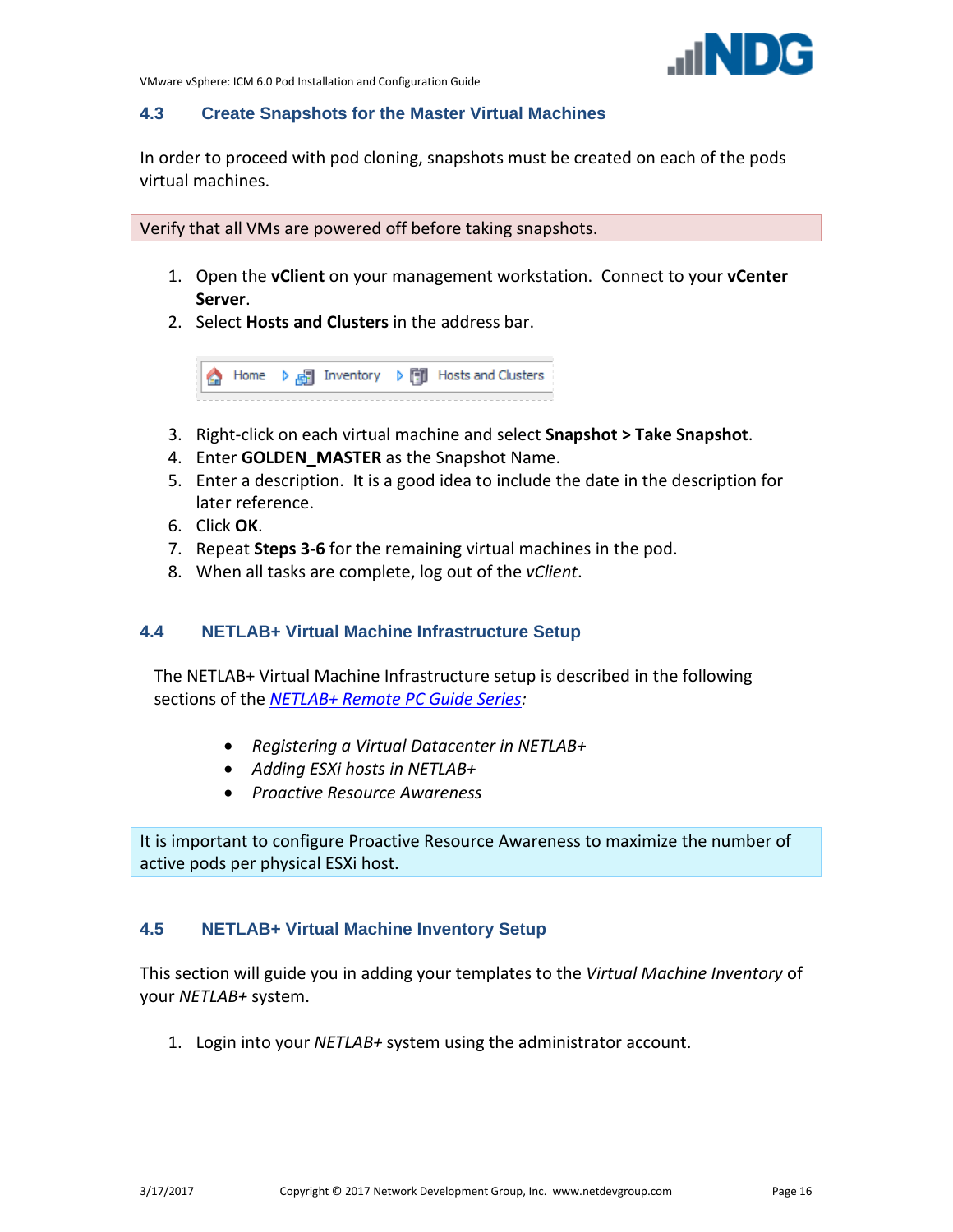## 4.3 Create Snapshots for the Master Virtual Machines

In order to proceed with pod cloning, snapshots must be created on each of the pods virtual machines.

Verify that all VMs are powered off before taking snapshots.

1. Open the **vClient** on your management workstation. Connect to your **vCenter Server**.
2. Select **Hosts and Clusters** in the address bar.

Home ▷ Inventory ▷ Hosts and Clusters

3. Right-click on each virtual machine and select **Snapshot > Take Snapshot**.
4. Enter **GOLDEN_MASTER** as the Snapshot Name.
5. Enter a description. It is a good idea to include the date in the description for later reference.
6. Click **OK**.
7. Repeat **Steps 3-6** for the remaining virtual machines in the pod.
8. When all tasks are complete, log out of the *vClient*.

## 4.4 NETLAB+ Virtual Machine Infrastructure Setup

The NETLAB+ Virtual Machine Infrastructure setup is described in the following sections of the *NETLAB+ Remote PC Guide Series*:

- *Registering a Virtual Datacenter in NETLAB+*
- *Adding ESXi hosts in NETLAB+*
- *Proactive Resource Awareness*

It is important to configure Proactive Resource Awareness to maximize the number of active pods per physical ESXi host.

## 4.5 NETLAB+ Virtual Machine Inventory Setup

This section will guide you in adding your templates to the *Virtual Machine Inventory* of your *NETLAB+* system.

1. Login into your *NETLAB+* system using the administrator account.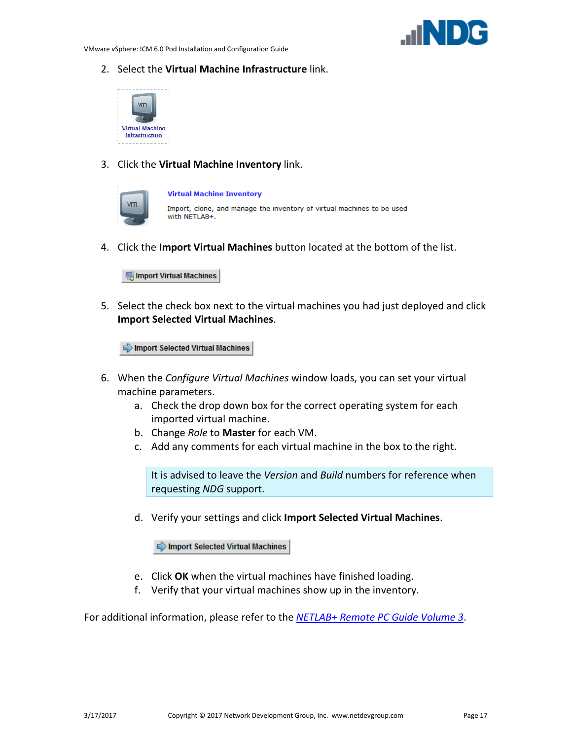2. Select the **Virtual Machine Infrastructure** link.

3. Click the **Virtual Machine Inventory** link.

4. Click the **Import Virtual Machines** button located at the bottom of the list.

5. Select the check box next to the virtual machines you had just deployed and click **Import Selected Virtual Machines**.

6. When the *Configure Virtual Machines* window loads, you can set your virtual machine parameters.
   a. Check the drop down box for the correct operating system for each imported virtual machine.
   b. Change *Role* to **Master** for each VM.
   c. Add any comments for each virtual machine in the box to the right.

   > It is advised to leave the *Version* and *Build* numbers for reference when requesting *NDG* support.

   d. Verify your settings and click **Import Selected Virtual Machines**.

   e. Click **OK** when the virtual machines have finished loading.
   f. Verify that your virtual machines show up in the inventory.

For additional information, please refer to the *NETLAB+ Remote PC Guide Volume 3*.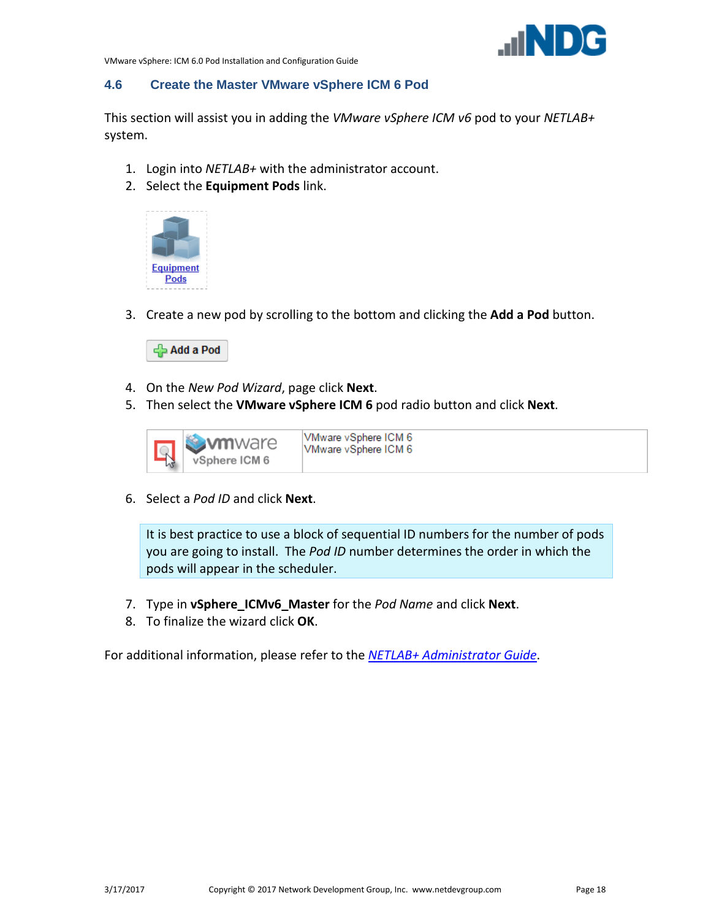## 4.6 Create the Master VMware vSphere ICM 6 Pod

This section will assist you in adding the *VMware vSphere ICM v6* pod to your *NETLAB+* system.

1. Login into *NETLAB+* with the administrator account.
2. Select the **Equipment Pods** link.
3. Create a new pod by scrolling to the bottom and clicking the **Add a Pod** button.
4. On the *New Pod Wizard*, page click **Next**.
5. Then select the **VMware vSphere ICM 6** pod radio button and click **Next**.
6. Select a *Pod ID* and click **Next**.

> It is best practice to use a block of sequential ID numbers for the number of pods you are going to install. The *Pod ID* number determines the order in which the pods will appear in the scheduler.

7. Type in **vSphere_ICMv6_Master** for the *Pod Name* and click **Next**.
8. To finalize the wizard click **OK**.

For additional information, please refer to the *NETLAB+ Administrator Guide*.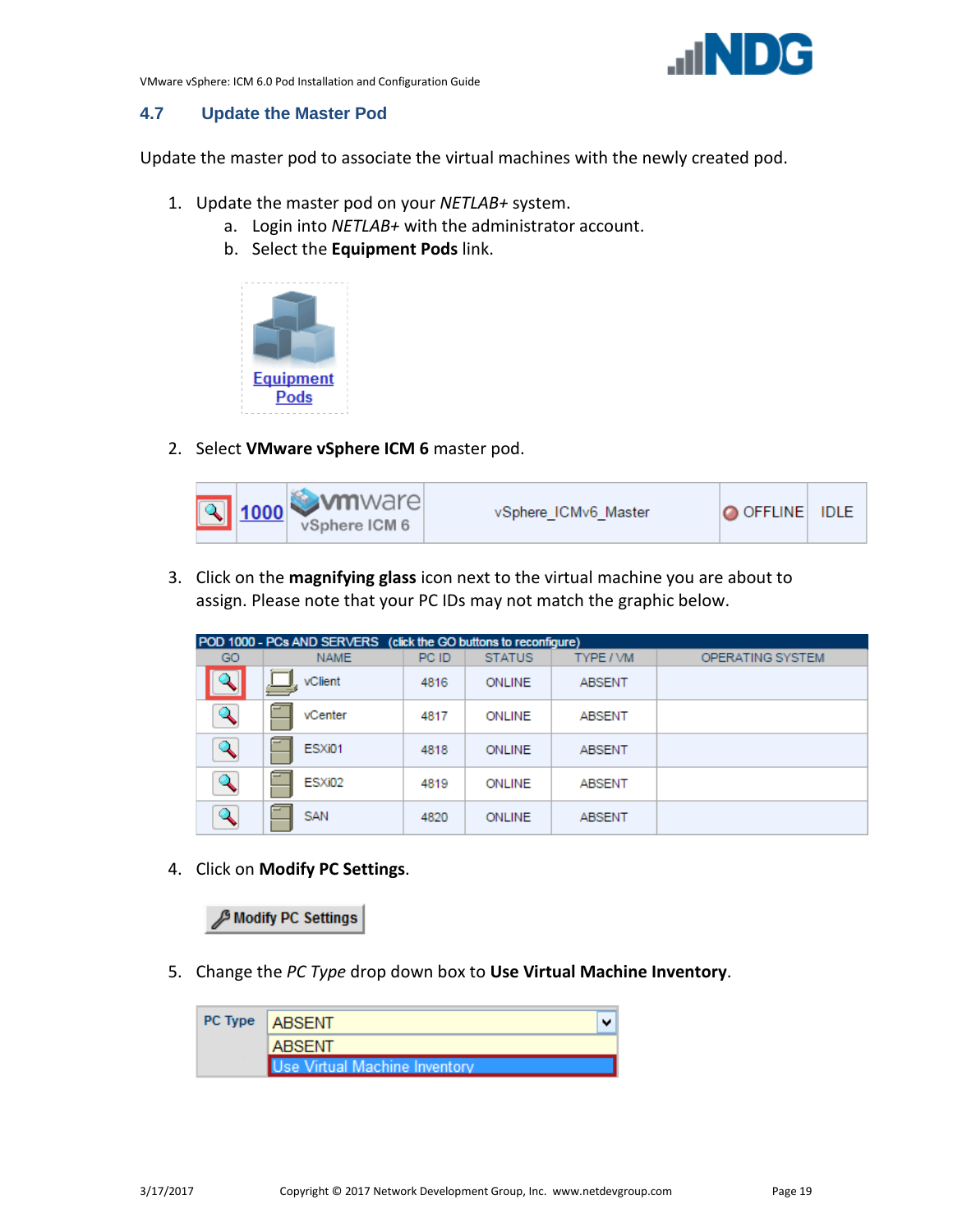## 4.7 Update the Master Pod

Update the master pod to associate the virtual machines with the newly created pod.

1. Update the master pod on your *NETLAB+* system.
   a. Login into *NETLAB+* with the administrator account.
   b. Select the **Equipment Pods** link.

2. Select **VMware vSphere ICM 6** master pod.

3. Click on the **magnifying glass** icon next to the virtual machine you are about to assign. Please note that your PC IDs may not match the graphic below.

| GO | NAME | PC ID | STATUS | TYPE / VM | OPERATING SYSTEM |
|---|---|---|---|---|---|
| | vClient | 4816 | ONLINE | ABSENT | |
| | vCenter | 4817 | ONLINE | ABSENT | |
| | ESXi01 | 4818 | ONLINE | ABSENT | |
| | ESXi02 | 4819 | ONLINE | ABSENT | |
| | SAN | 4820 | ONLINE | ABSENT | |

4. Click on **Modify PC Settings**.

5. Change the *PC Type* drop down box to **Use Virtual Machine Inventory**.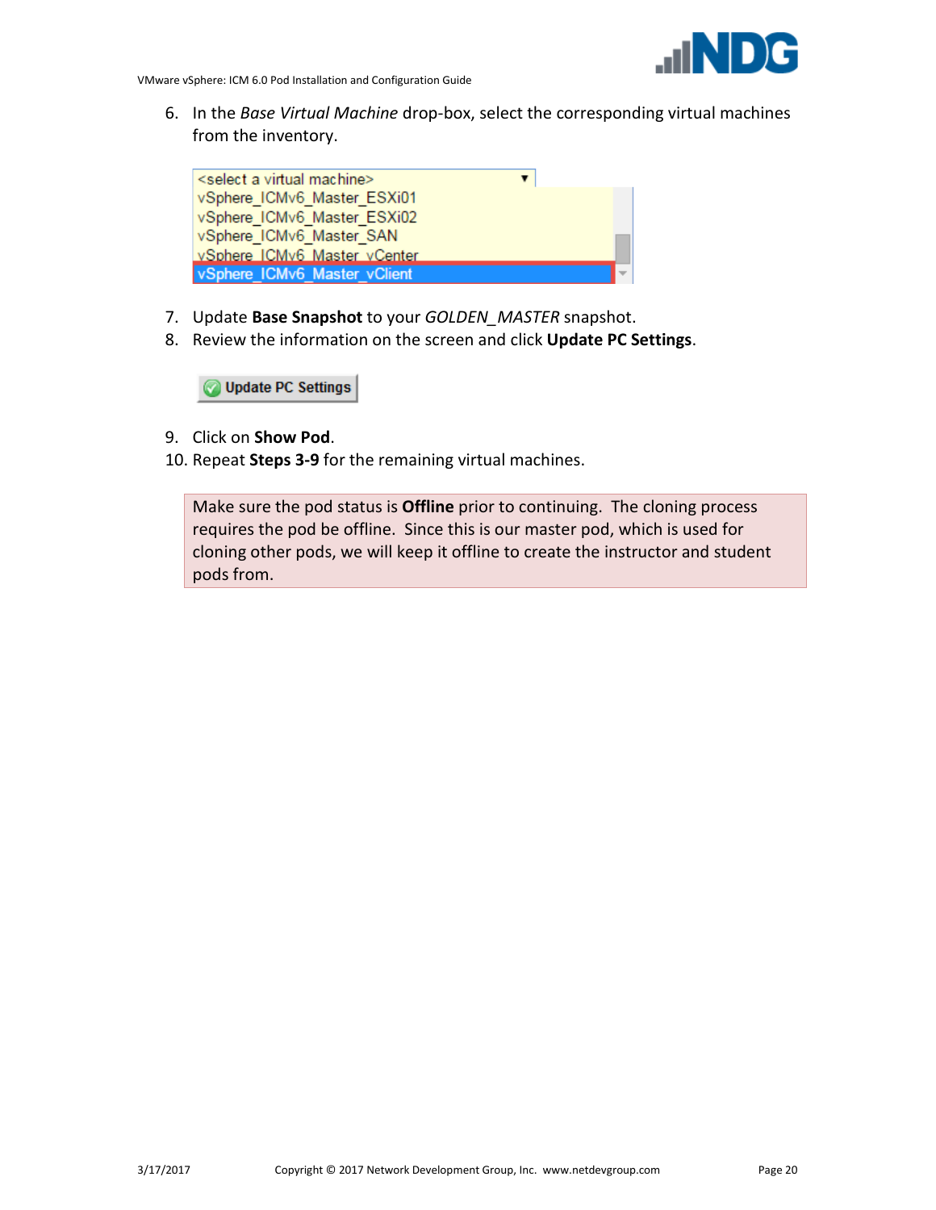6. In the *Base Virtual Machine* drop-box, select the corresponding virtual machines from the inventory.

   <select a virtual machine>
   vSphere_ICMv6_Master_ESXi01
   vSphere_ICMv6_Master_ESXi02
   vSphere_ICMv6_Master_SAN
   vSphere_ICMv6_Master_vCenter
   vSphere_ICMv6_Master_vClient

7. Update **Base Snapshot** to your *GOLDEN_MASTER* snapshot.
8. Review the information on the screen and click **Update PC Settings**.

   Update PC Settings

9. Click on **Show Pod**.
10. Repeat **Steps 3-9** for the remaining virtual machines.

> Make sure the pod status is **Offline** prior to continuing. The cloning process requires the pod be offline. Since this is our master pod, which is used for cloning other pods, we will keep it offline to create the instructor and student pods from.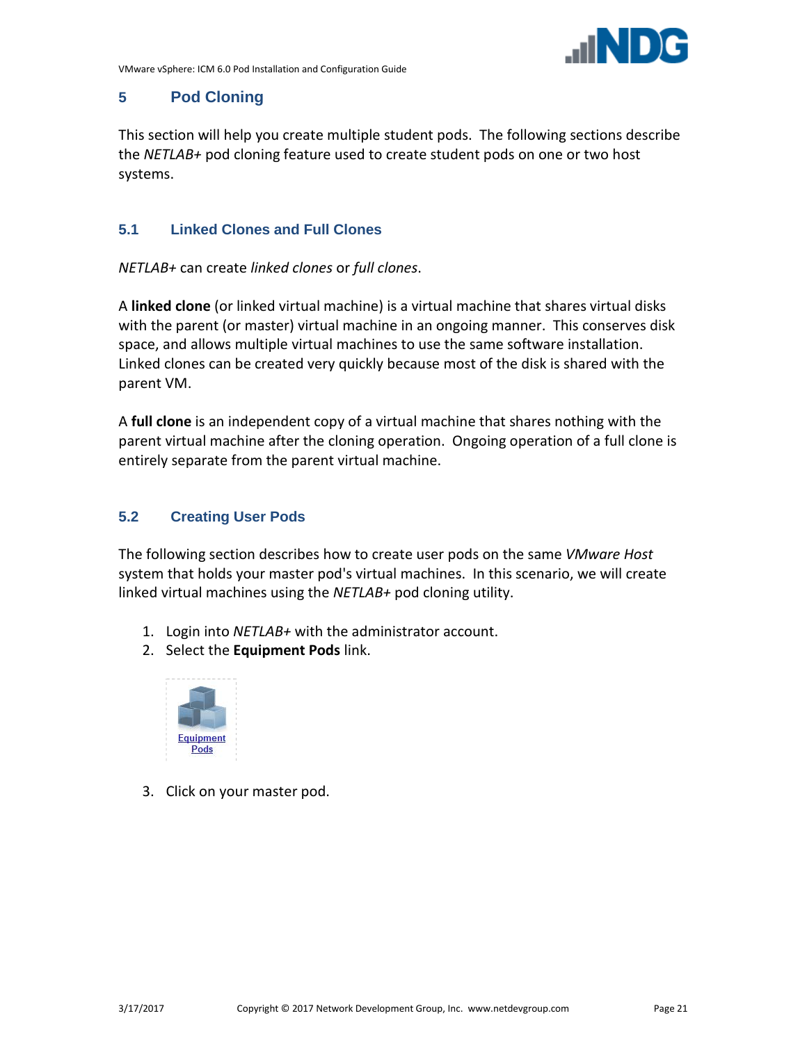## 5 Pod Cloning

This section will help you create multiple student pods. The following sections describe the *NETLAB+* pod cloning feature used to create student pods on one or two host systems.

### 5.1 Linked Clones and Full Clones

*NETLAB+* can create *linked clones* or *full clones*.

A **linked clone** (or linked virtual machine) is a virtual machine that shares virtual disks with the parent (or master) virtual machine in an ongoing manner. This conserves disk space, and allows multiple virtual machines to use the same software installation. Linked clones can be created very quickly because most of the disk is shared with the parent VM.

A **full clone** is an independent copy of a virtual machine that shares nothing with the parent virtual machine after the cloning operation. Ongoing operation of a full clone is entirely separate from the parent virtual machine.

### 5.2 Creating User Pods

The following section describes how to create user pods on the same *VMware Host* system that holds your master pod's virtual machines. In this scenario, we will create linked virtual machines using the *NETLAB+* pod cloning utility.

1. Login into *NETLAB+* with the administrator account.
2. Select the **Equipment Pods** link.

   Equipment Pods

3. Click on your master pod.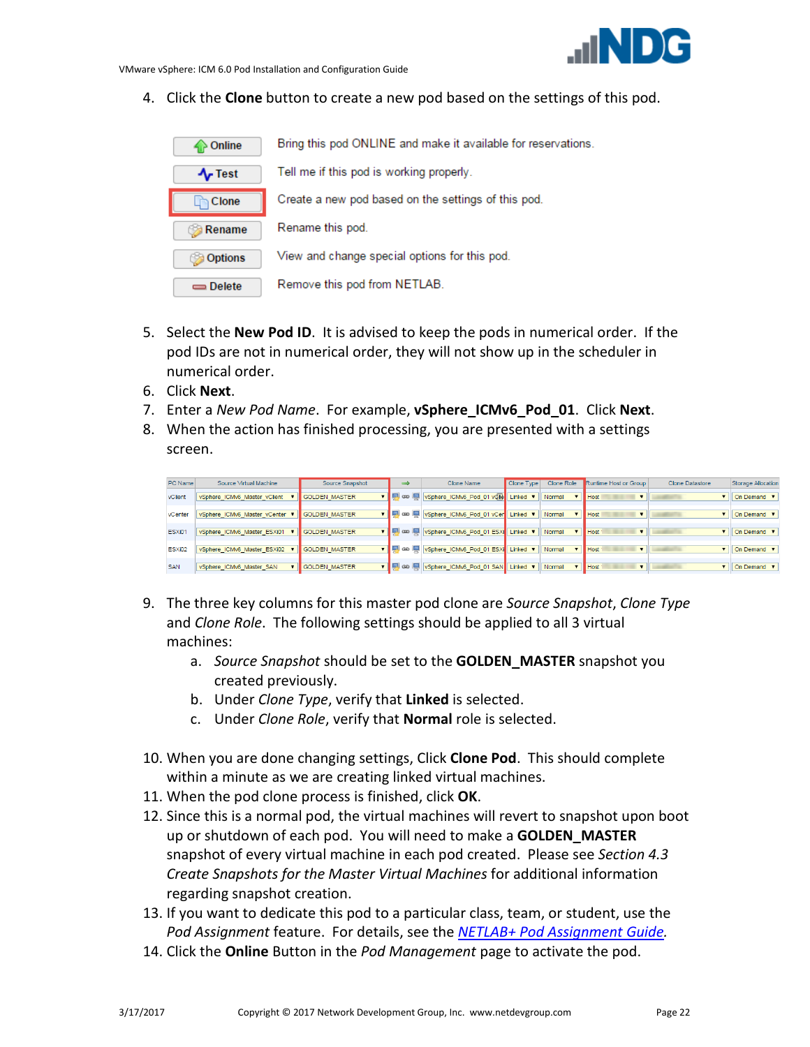4. Click the **Clone** button to create a new pod based on the settings of this pod.

| | |
|---|---|
| Online | Bring this pod ONLINE and make it available for reservations. |
| Test | Tell me if this pod is working properly. |
| Clone | Create a new pod based on the settings of this pod. |
| Rename | Rename this pod. |
| Options | View and change special options for this pod. |
| Delete | Remove this pod from NETLAB. |

5. Select the **New Pod ID**. It is advised to keep the pods in numerical order. If the pod IDs are not in numerical order, they will not show up in the scheduler in numerical order.
6. Click **Next**.
7. Enter a *New Pod Name*. For example, **vSphere_ICMv6_Pod_01**. Click **Next**.
8. When the action has finished processing, you are presented with a settings screen.

| PC Name | Source Virtual Machine | Source Snapshot | Clone Name | Clone Type | Clone Role | Runtime Host or Group | Clone Datastore | Storage Allocation |
|---|---|---|---|---|---|---|---|---|
| vClient | vSphere_ICMv6_Master_vClient | GOLDEN_MASTER | vSphere_ICMv6_Pod_01 vClient | Linked | Normal | Host | | On Demand |
| vCenter | vSphere_ICMv6_Master_vCenter | GOLDEN_MASTER | vSphere_ICMv6_Pod_01 vCenter | Linked | Normal | Host | | On Demand |
| ESXi01 | vSphere_ICMv6_Master_ESXi01 | GOLDEN_MASTER | vSphere_ICMv6_Pod_01 ESXi01 | Linked | Normal | Host | | On Demand |
| ESXi02 | vSphere_ICMv6_Master_ESXi02 | GOLDEN_MASTER | vSphere_ICMv6_Pod_01 ESXi02 | Linked | Normal | Host | | On Demand |
| SAN | vSphere_ICMv6_Master_SAN | GOLDEN_MASTER | vSphere_ICMv6_Pod_01 SAN | Linked | Normal | Host | | On Demand |

9. The three key columns for this master pod clone are *Source Snapshot*, *Clone Type* and *Clone Role*. The following settings should be applied to all 3 virtual machines:
   a. *Source Snapshot* should be set to the **GOLDEN_MASTER** snapshot you created previously.
   b. Under *Clone Type*, verify that **Linked** is selected.
   c. Under *Clone Role*, verify that **Normal** role is selected.

10. When you are done changing settings, Click **Clone Pod**. This should complete within a minute as we are creating linked virtual machines.
11. When the pod clone process is finished, click **OK**.
12. Since this is a normal pod, the virtual machines will revert to snapshot upon boot up or shutdown of each pod. You will need to make a **GOLDEN_MASTER** snapshot of every virtual machine in each pod created. Please see *Section 4.3 Create Snapshots for the Master Virtual Machines* for additional information regarding snapshot creation.
13. If you want to dedicate this pod to a particular class, team, or student, use the *Pod Assignment* feature. For details, see the *NETLAB+ Pod Assignment Guide*.
14. Click the **Online** Button in the *Pod Management* page to activate the pod.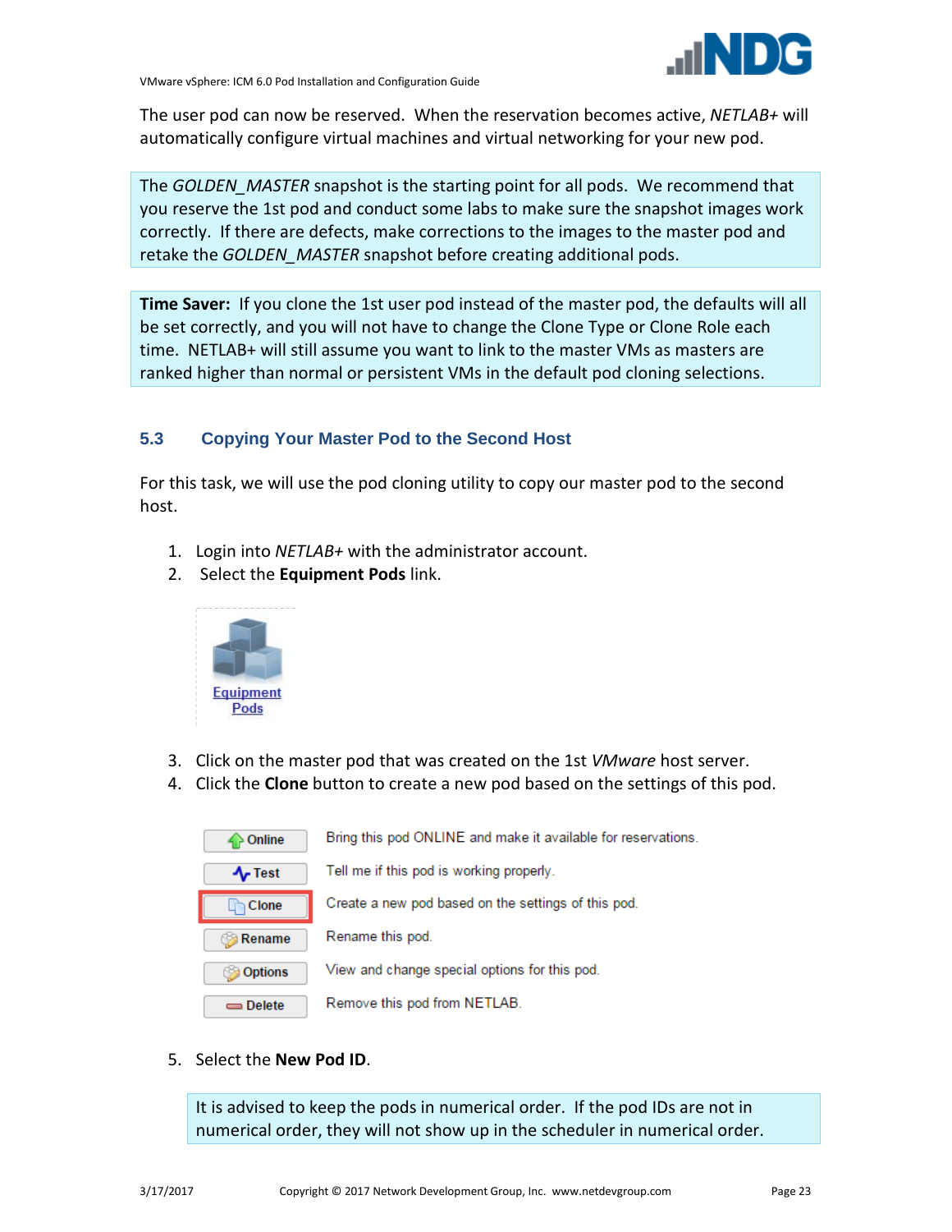The user pod can now be reserved. When the reservation becomes active, *NETLAB+* will automatically configure virtual machines and virtual networking for your new pod.

> The *GOLDEN_MASTER* snapshot is the starting point for all pods. We recommend that you reserve the 1st pod and conduct some labs to make sure the snapshot images work correctly. If there are defects, make corrections to the images to the master pod and retake the *GOLDEN_MASTER* snapshot before creating additional pods.

> **Time Saver:** If you clone the 1st user pod instead of the master pod, the defaults will all be set correctly, and you will not have to change the Clone Type or Clone Role each time. NETLAB+ will still assume you want to link to the master VMs as masters are ranked higher than normal or persistent VMs in the default pod cloning selections.

### 5.3 Copying Your Master Pod to the Second Host

For this task, we will use the pod cloning utility to copy our master pod to the second host.

1. Login into *NETLAB+* with the administrator account.
2. Select the **Equipment Pods** link.

Equipment Pods

3. Click on the master pod that was created on the 1st *VMware* host server.
4. Click the **Clone** button to create a new pod based on the settings of this pod.

| | |
|---|---|
| Online | Bring this pod ONLINE and make it available for reservations. |
| Test | Tell me if this pod is working properly. |
| Clone | Create a new pod based on the settings of this pod. |
| Rename | Rename this pod. |
| Options | View and change special options for this pod. |
| Delete | Remove this pod from NETLAB. |

5. Select the **New Pod ID**.

> It is advised to keep the pods in numerical order. If the pod IDs are not in numerical order, they will not show up in the scheduler in numerical order.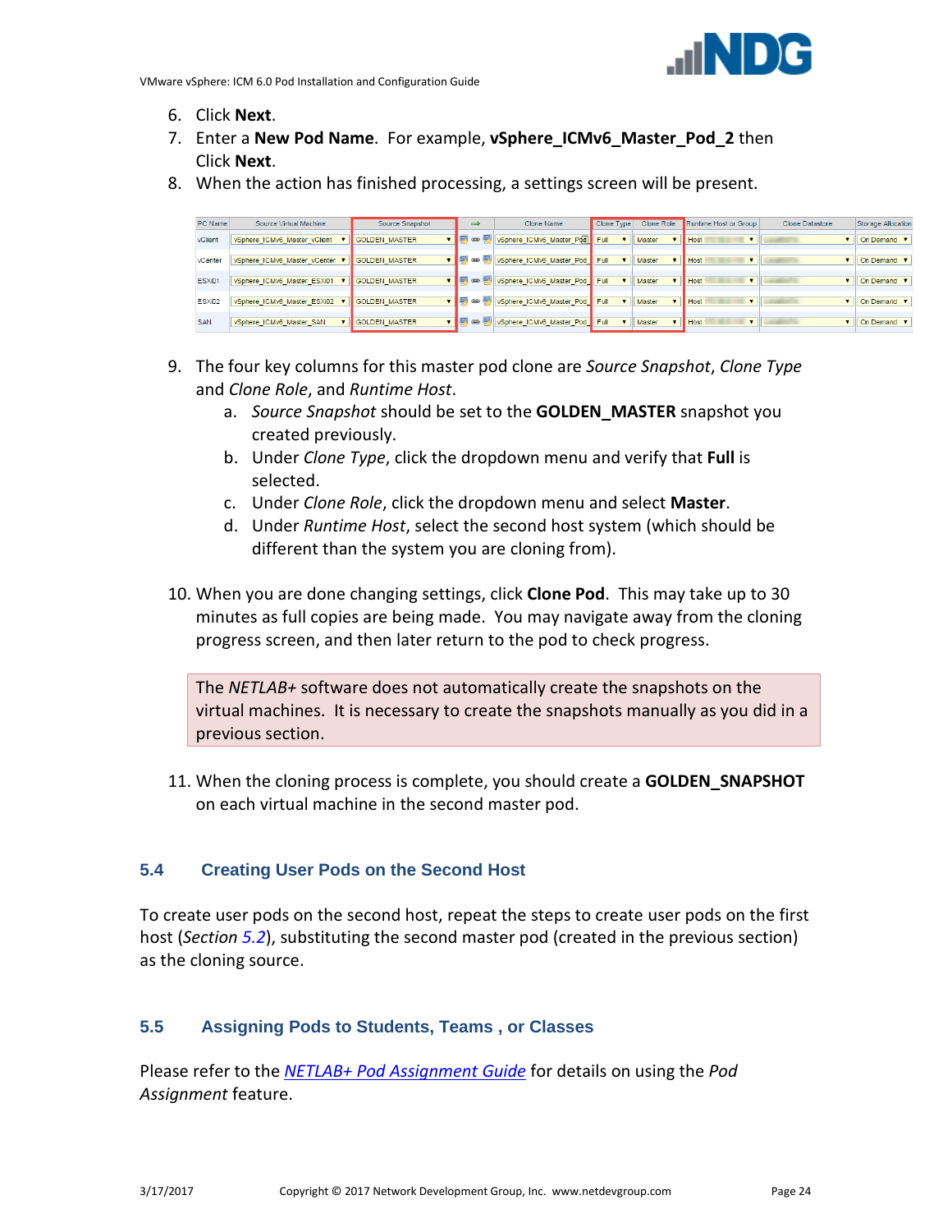6. Click **Next**.
7. Enter a **New Pod Name**. For example, **vSphere_ICMv6_Master_Pod_2** then Click **Next**.
8. When the action has finished processing, a settings screen will be present.

| PC Name | Source Virtual Machine | Source Snapshot | ⇒ | Clone Name | Clone Type | Clone Role | Runtime Host or Group | Clone Datastore | Storage Allocation |
|---|---|---|---|---|---|---|---|---|---|
| vClient | vSphere_ICMv6_Master_vClient | GOLDEN_MASTER | | vSphere_ICMv6_Master_Pod | Full | Master | Host | | On Demand |
| vCenter | vSphere_ICMv6_Master_vCenter | GOLDEN_MASTER | | vSphere_ICMv6_Master_Pod | Full | Master | Host | | On Demand |
| ESXi01 | vSphere_ICMv6_Master_ESXi01 | GOLDEN_MASTER | | vSphere_ICMv6_Master_Pod | Full | Master | Host | | On Demand |
| ESXi02 | vSphere_ICMv6_Master_ESXi02 | GOLDEN_MASTER | | vSphere_ICMv6_Master_Pod | Full | Master | Host | | On Demand |
| SAN | vSphere_ICMv6_Master_SAN | GOLDEN_MASTER | | vSphere_ICMv6_Master_Pod | Full | Master | Host | | On Demand |

9. The four key columns for this master pod clone are *Source Snapshot*, *Clone Type* and *Clone Role*, and *Runtime Host*.
   a. *Source Snapshot* should be set to the **GOLDEN_MASTER** snapshot you created previously.
   b. Under *Clone Type*, click the dropdown menu and verify that **Full** is selected.
   c. Under *Clone Role*, click the dropdown menu and select **Master**.
   d. Under *Runtime Host*, select the second host system (which should be different than the system you are cloning from).

10. When you are done changing settings, click **Clone Pod**. This may take up to 30 minutes as full copies are being made. You may navigate away from the cloning progress screen, and then later return to the pod to check progress.

> The *NETLAB+* software does not automatically create the snapshots on the virtual machines. It is necessary to create the snapshots manually as you did in a previous section.

11. When the cloning process is complete, you should create a **GOLDEN_SNAPSHOT** on each virtual machine in the second master pod.

### 5.4 Creating User Pods on the Second Host

To create user pods on the second host, repeat the steps to create user pods on the first host (*Section 5.2*), substituting the second master pod (created in the previous section) as the cloning source.

### 5.5 Assigning Pods to Students, Teams , or Classes

Please refer to the *NETLAB+ Pod Assignment Guide* for details on using the *Pod Assignment* feature.